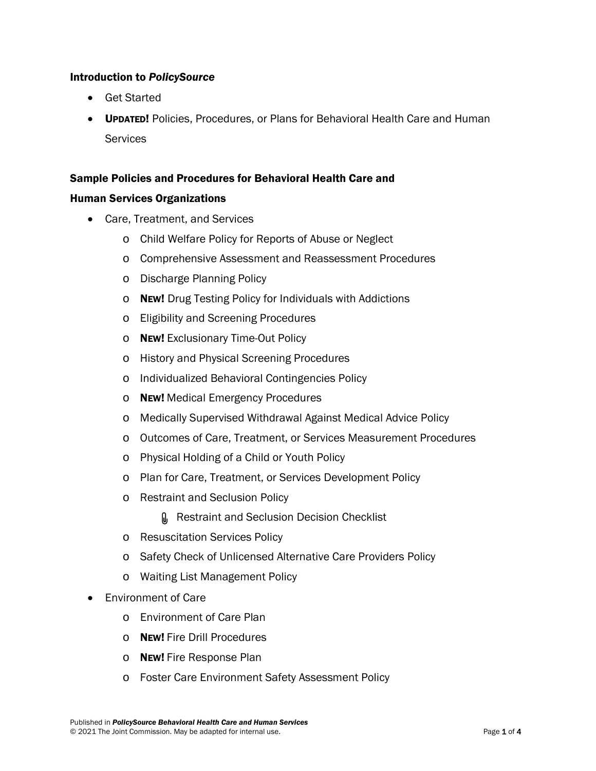**Introduction to *PolicySource***

- Get Started
- **UPDATED!** Policies, Procedures, or Plans for Behavioral Health Care and Human Services

**Sample Policies and Procedures for Behavioral Health Care and Human Services Organizations**

- Care, Treatment, and Services
  - Child Welfare Policy for Reports of Abuse or Neglect
  - Comprehensive Assessment and Reassessment Procedures
  - Discharge Planning Policy
  - **NEW!** Drug Testing Policy for Individuals with Addictions
  - Eligibility and Screening Procedures
  - **NEW!** Exclusionary Time-Out Policy
  - History and Physical Screening Procedures
  - Individualized Behavioral Contingencies Policy
  - **NEW!** Medical Emergency Procedures
  - Medically Supervised Withdrawal Against Medical Advice Policy
  - Outcomes of Care, Treatment, or Services Measurement Procedures
  - Physical Holding of a Child or Youth Policy
  - Plan for Care, Treatment, or Services Development Policy
  - Restraint and Seclusion Policy
    - Restraint and Seclusion Decision Checklist
  - Resuscitation Services Policy
  - Safety Check of Unlicensed Alternative Care Providers Policy
  - Waiting List Management Policy
- Environment of Care
  - Environment of Care Plan
  - **NEW!** Fire Drill Procedures
  - **NEW!** Fire Response Plan
  - Foster Care Environment Safety Assessment Policy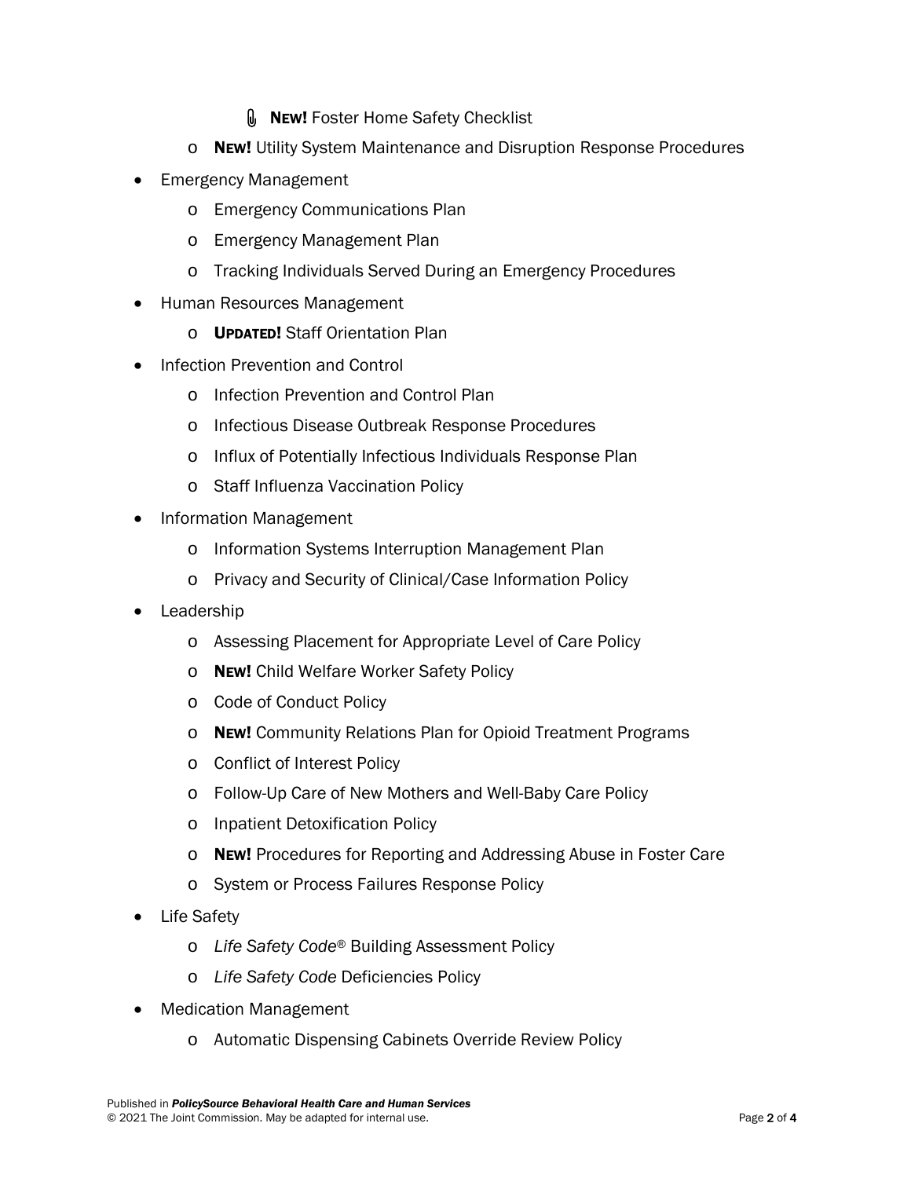- **NEW!** Foster Home Safety Checklist
    - **NEW!** Utility System Maintenance and Disruption Response Procedures
- Emergency Management
    - Emergency Communications Plan
    - Emergency Management Plan
    - Tracking Individuals Served During an Emergency Procedures
- Human Resources Management
    - **UPDATED!** Staff Orientation Plan
- Infection Prevention and Control
    - Infection Prevention and Control Plan
    - Infectious Disease Outbreak Response Procedures
    - Influx of Potentially Infectious Individuals Response Plan
    - Staff Influenza Vaccination Policy
- Information Management
    - Information Systems Interruption Management Plan
    - Privacy and Security of Clinical/Case Information Policy
- Leadership
    - Assessing Placement for Appropriate Level of Care Policy
    - **NEW!** Child Welfare Worker Safety Policy
    - Code of Conduct Policy
    - **NEW!** Community Relations Plan for Opioid Treatment Programs
    - Conflict of Interest Policy
    - Follow-Up Care of New Mothers and Well-Baby Care Policy
    - Inpatient Detoxification Policy
    - **NEW!** Procedures for Reporting and Addressing Abuse in Foster Care
    - System or Process Failures Response Policy
- Life Safety
    - *Life Safety Code*® Building Assessment Policy
    - *Life Safety Code* Deficiencies Policy
- Medication Management
    - Automatic Dispensing Cabinets Override Review Policy

Published in ***PolicySource Behavioral Health Care and Human Services***
© 2021 The Joint Commission. May be adapted for internal use.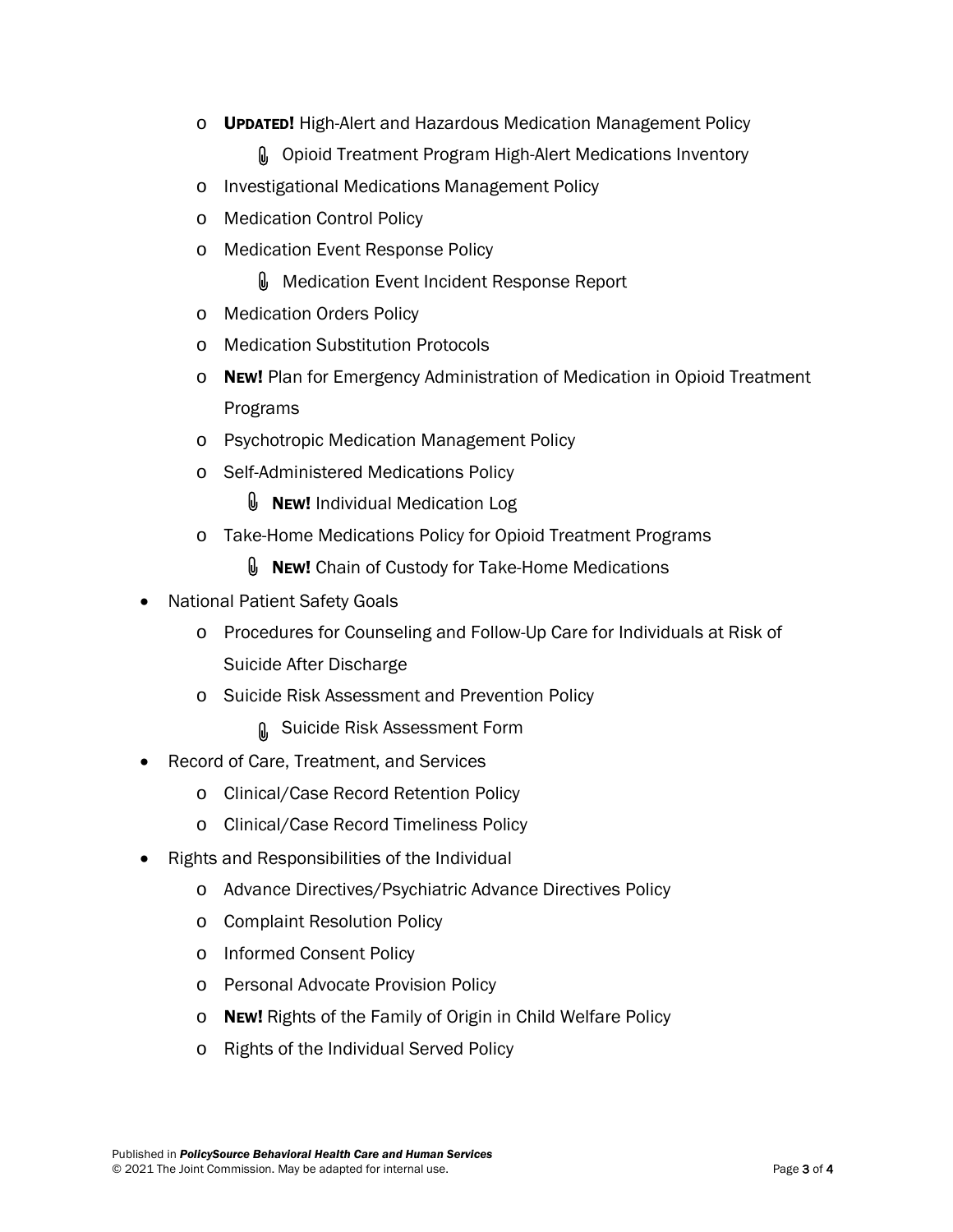- **UPDATED!** High-Alert and Hazardous Medication Management Policy
  - 📎 Opioid Treatment Program High-Alert Medications Inventory
- Investigational Medications Management Policy
- Medication Control Policy
- Medication Event Response Policy
  - 📎 Medication Event Incident Response Report
- Medication Orders Policy
- Medication Substitution Protocols
- **NEW!** Plan for Emergency Administration of Medication in Opioid Treatment Programs
- Psychotropic Medication Management Policy
- Self-Administered Medications Policy
  - 📎 **NEW!** Individual Medication Log
- Take-Home Medications Policy for Opioid Treatment Programs
  - 📎 **NEW!** Chain of Custody for Take-Home Medications

- National Patient Safety Goals
  - Procedures for Counseling and Follow-Up Care for Individuals at Risk of Suicide After Discharge
  - Suicide Risk Assessment and Prevention Policy
    - 📎 Suicide Risk Assessment Form
- Record of Care, Treatment, and Services
  - Clinical/Case Record Retention Policy
  - Clinical/Case Record Timeliness Policy
- Rights and Responsibilities of the Individual
  - Advance Directives/Psychiatric Advance Directives Policy
  - Complaint Resolution Policy
  - Informed Consent Policy
  - Personal Advocate Provision Policy
  - **NEW!** Rights of the Family of Origin in Child Welfare Policy
  - Rights of the Individual Served Policy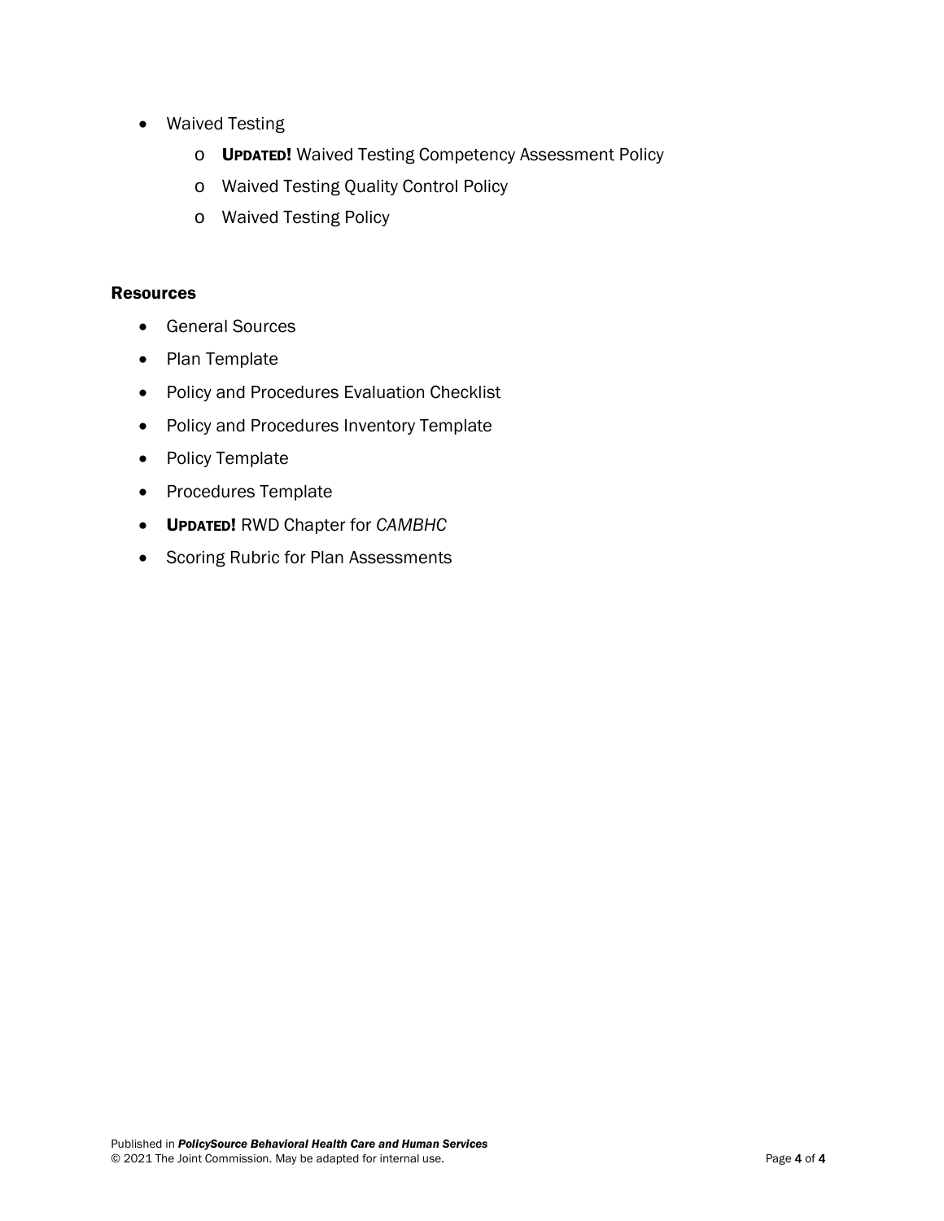- Waived Testing
    - **UPDATED!** Waived Testing Competency Assessment Policy
    - Waived Testing Quality Control Policy
    - Waived Testing Policy

**Resources**

- General Sources
- Plan Template
- Policy and Procedures Evaluation Checklist
- Policy and Procedures Inventory Template
- Policy Template
- Procedures Template
- **UPDATED!** RWD Chapter for *CAMBHC*
- Scoring Rubric for Plan Assessments